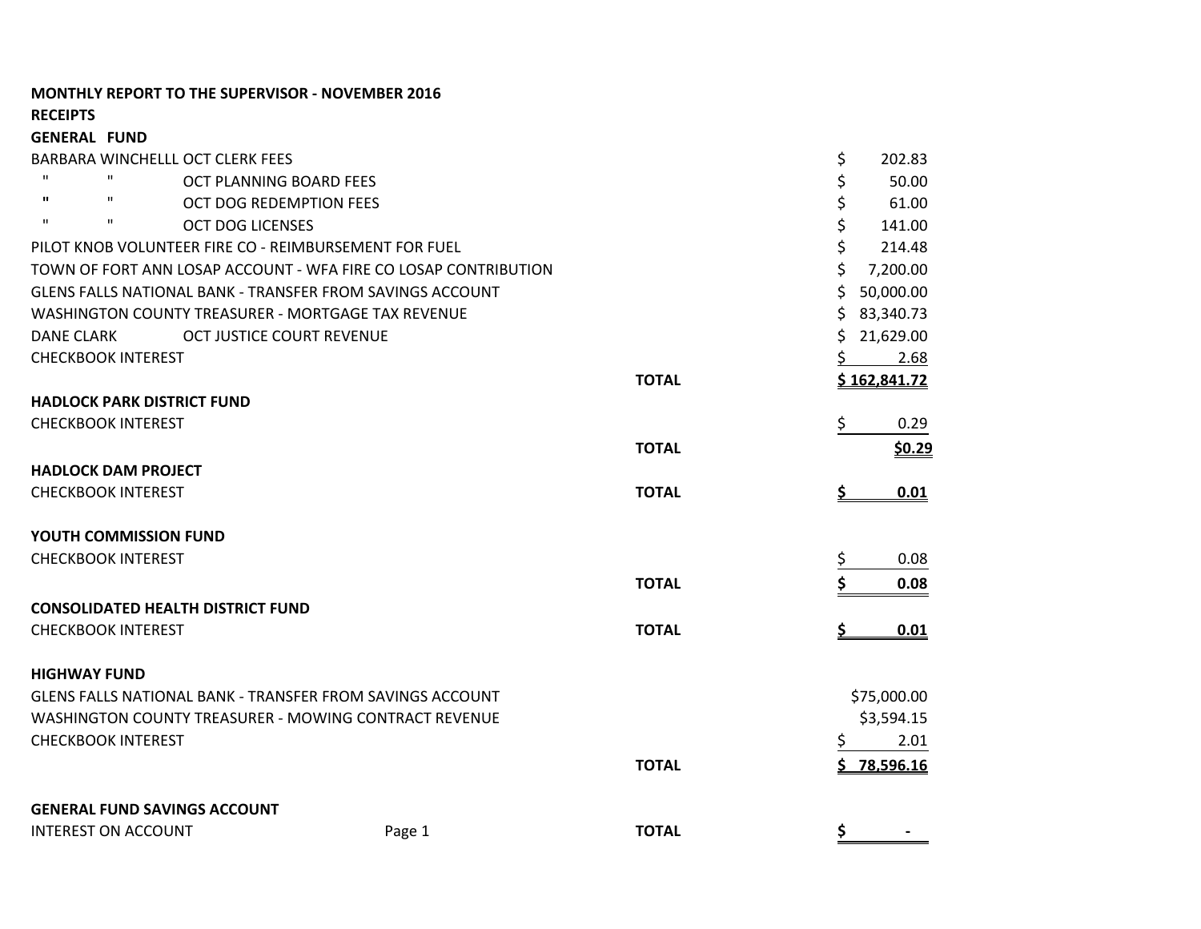**MONTHLY REPORT TO THE SUPERVISOR - NOVEMBER 2016**

**RECEIPTS**

**GENERAL FUND**

| | | |
|---|---|---|
| BARBARA WINCHELLL OCT CLERK FEES | | $ 202.83 |
| " " OCT PLANNING BOARD FEES | | $ 50.00 |
| " " OCT DOG REDEMPTION FEES | | $ 61.00 |
| " " OCT DOG LICENSES | | $ 141.00 |
| PILOT KNOB VOLUNTEER FIRE CO - REIMBURSEMENT FOR FUEL | | $ 214.48 |
| TOWN OF FORT ANN LOSAP ACCOUNT - WFA FIRE CO LOSAP CONTRIBUTION | | $ 7,200.00 |
| GLENS FALLS NATIONAL BANK - TRANSFER FROM SAVINGS ACCOUNT | | $ 50,000.00 |
| WASHINGTON COUNTY TREASURER - MORTGAGE TAX REVENUE | | $ 83,340.73 |
| DANE CLARK OCT JUSTICE COURT REVENUE | | $ 21,629.00 |
| CHECKBOOK INTEREST | | $ 2.68 |
| | **TOTAL** | **$ 162,841.72** |

**HADLOCK PARK DISTRICT FUND**

| | | |
|---|---|---|
| CHECKBOOK INTEREST | | $ 0.29 |
| | **TOTAL** | **$0.29** |

**HADLOCK DAM PROJECT**

| | | |
|---|---|---|
| CHECKBOOK INTEREST | **TOTAL** | **$ 0.01** |

**YOUTH COMMISSION FUND**

| | | |
|---|---|---|
| CHECKBOOK INTEREST | | $ 0.08 |
| | **TOTAL** | **$ 0.08** |

**CONSOLIDATED HEALTH DISTRICT FUND**

| | | |
|---|---|---|
| CHECKBOOK INTEREST | **TOTAL** | **$ 0.01** |

**HIGHWAY FUND**

| | | |
|---|---|---|
| GLENS FALLS NATIONAL BANK - TRANSFER FROM SAVINGS ACCOUNT | | $75,000.00 |
| WASHINGTON COUNTY TREASURER - MOWING CONTRACT REVENUE | | $3,594.15 |
| CHECKBOOK INTEREST | | $ 2.01 |
| | **TOTAL** | **$ 78,596.16** |

**GENERAL FUND SAVINGS ACCOUNT**

| | | |
|---|---|---|
| INTEREST ON ACCOUNT | **TOTAL** | **$ -** |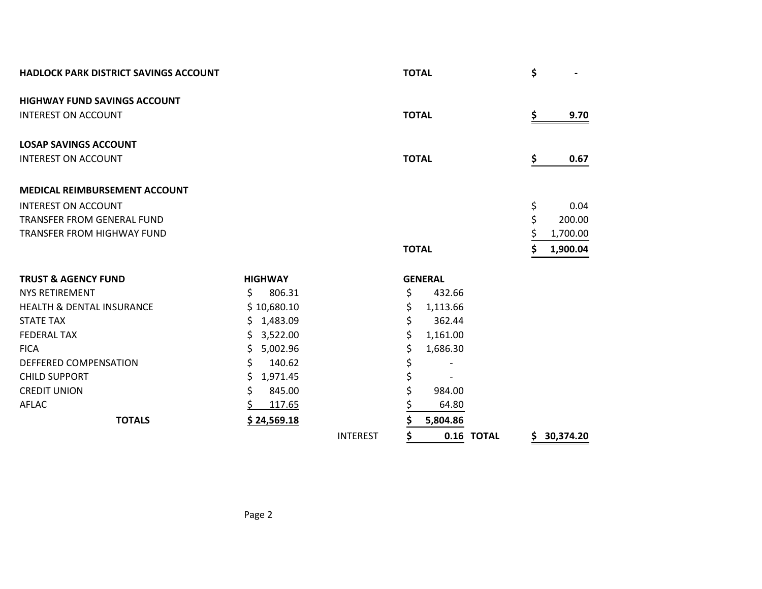**HADLOCK PARK DISTRICT SAVINGS ACCOUNT** — **TOTAL** $ -

**HIGHWAY FUND SAVINGS ACCOUNT**

| | | |
|---|---|---|
| INTEREST ON ACCOUNT | **TOTAL** | **$ 9.70** |

**LOSAP SAVINGS ACCOUNT**

| | | |
|---|---|---|
| INTEREST ON ACCOUNT | **TOTAL** | **$ 0.67** |

**MEDICAL REIMBURSEMENT ACCOUNT**

| | | |
|---|---|---|
| INTEREST ON ACCOUNT | | $ 0.04 |
| TRANSFER FROM GENERAL FUND | | $ 200.00 |
| TRANSFER FROM HIGHWAY FUND | | $ 1,700.00 |
| | **TOTAL** | **$ 1,900.04** |

| **TRUST & AGENCY FUND** | **HIGHWAY** | | **GENERAL** | | |
|---|---|---|---|---|---|
| NYS RETIREMENT | $ 806.31 | | $ 432.66 | | |
| HEALTH & DENTAL INSURANCE | $ 10,680.10 | | $ 1,113.66 | | |
| STATE TAX | $ 1,483.09 | | $ 362.44 | | |
| FEDERAL TAX | $ 3,522.00 | | $ 1,161.00 | | |
| FICA | $ 5,002.96 | | $ 1,686.30 | | |
| DEFFERED COMPENSATION | $ 140.62 | | $ - | | |
| CHILD SUPPORT | $ 1,971.45 | | $ - | | |
| CREDIT UNION | $ 845.00 | | $ 984.00 | | |
| AFLAC | $ 117.65 | | $ 64.80 | | |
| **TOTALS** | **$ 24,569.18** | | **$ 5,804.86** | | |
| | | INTEREST | **$ 0.16** | **TOTAL** | **$ 30,374.20** |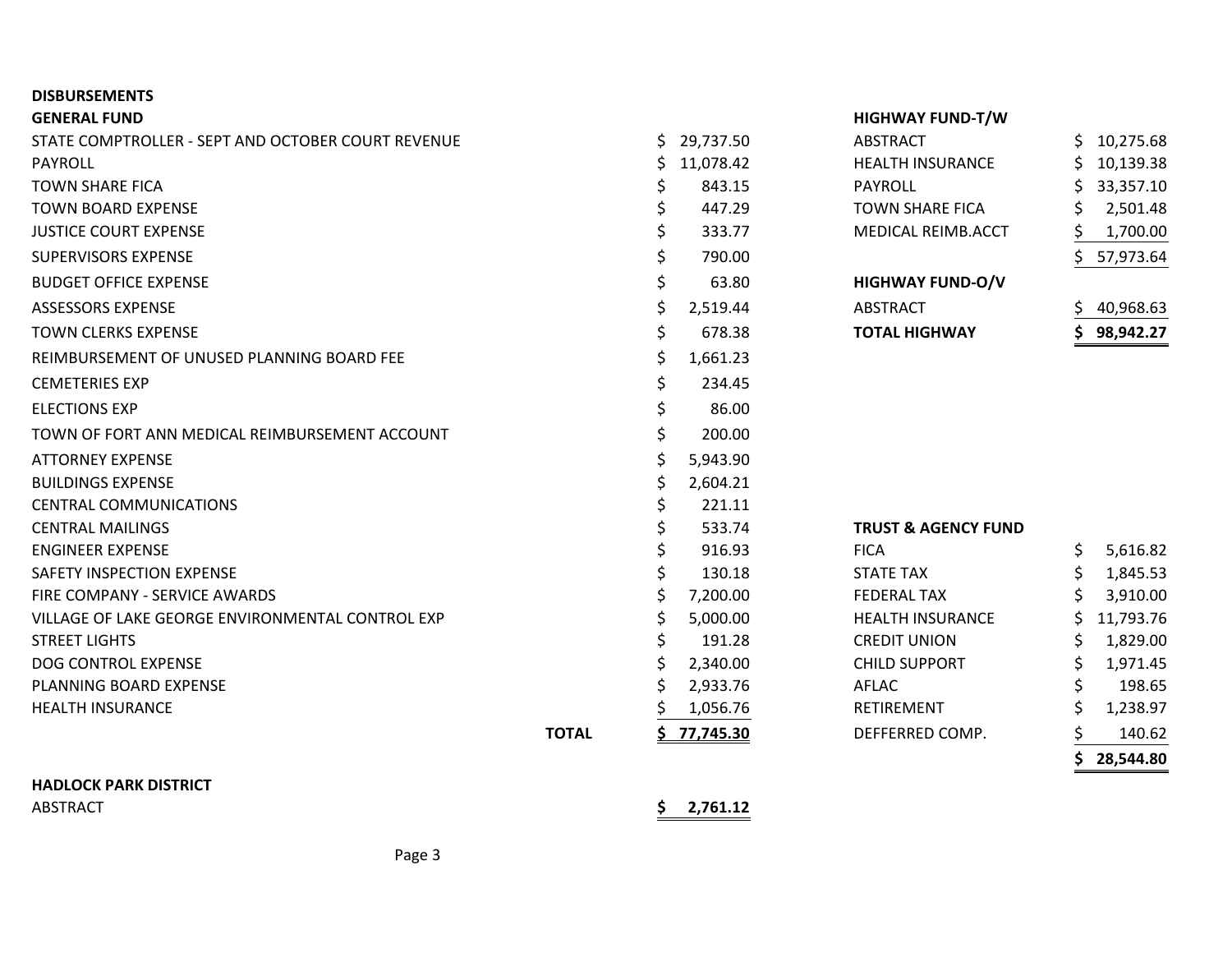# DISBURSEMENTS

## GENERAL FUND

| Item | Amount |
|---|---|
| STATE COMPTROLLER - SEPT AND OCTOBER COURT REVENUE | $ 29,737.50 |
| PAYROLL | $ 11,078.42 |
| TOWN SHARE FICA | $ 843.15 |
| TOWN BOARD EXPENSE | $ 447.29 |
| JUSTICE COURT EXPENSE | $ 333.77 |
| SUPERVISORS EXPENSE | $ 790.00 |
| BUDGET OFFICE EXPENSE | $ 63.80 |
| ASSESSORS EXPENSE | $ 2,519.44 |
| TOWN CLERKS EXPENSE | $ 678.38 |
| REIMBURSEMENT OF UNUSED PLANNING BOARD FEE | $ 1,661.23 |
| CEMETERIES EXP | $ 234.45 |
| ELECTIONS EXP | $ 86.00 |
| TOWN OF FORT ANN MEDICAL REIMBURSEMENT ACCOUNT | $ 200.00 |
| ATTORNEY EXPENSE | $ 5,943.90 |
| BUILDINGS EXPENSE | $ 2,604.21 |
| CENTRAL COMMUNICATIONS | $ 221.11 |
| CENTRAL MAILINGS | $ 533.74 |
| ENGINEER EXPENSE | $ 916.93 |
| SAFETY INSPECTION EXPENSE | $ 130.18 |
| FIRE COMPANY - SERVICE AWARDS | $ 7,200.00 |
| VILLAGE OF LAKE GEORGE ENVIRONMENTAL CONTROL EXP | $ 5,000.00 |
| STREET LIGHTS | $ 191.28 |
| DOG CONTROL EXPENSE | $ 2,340.00 |
| PLANNING BOARD EXPENSE | $ 2,933.76 |
| HEALTH INSURANCE | $ 1,056.76 |
| **TOTAL** | **$ 77,745.30** |

## HADLOCK PARK DISTRICT

| Item | Amount |
|---|---|
| ABSTRACT | **$ 2,761.12** |

## HIGHWAY FUND-T/W

| Item | Amount |
|---|---|
| ABSTRACT | $ 10,275.68 |
| HEALTH INSURANCE | $ 10,139.38 |
| PAYROLL | $ 33,357.10 |
| TOWN SHARE FICA | $ 2,501.48 |
| MEDICAL REIMB.ACCT | $ 1,700.00 |
| | $ 57,973.64 |

## HIGHWAY FUND-O/V

| Item | Amount |
|---|---|
| ABSTRACT | $ 40,968.63 |
| **TOTAL HIGHWAY** | **$ 98,942.27** |

## TRUST & AGENCY FUND

| Item | Amount |
|---|---|
| FICA | $ 5,616.82 |
| STATE TAX | $ 1,845.53 |
| FEDERAL TAX | $ 3,910.00 |
| HEALTH INSURANCE | $ 11,793.76 |
| CREDIT UNION | $ 1,829.00 |
| CHILD SUPPORT | $ 1,971.45 |
| AFLAC | $ 198.65 |
| RETIREMENT | $ 1,238.97 |
| DEFFERRED COMP. | $ 140.62 |
| | **$ 28,544.80** |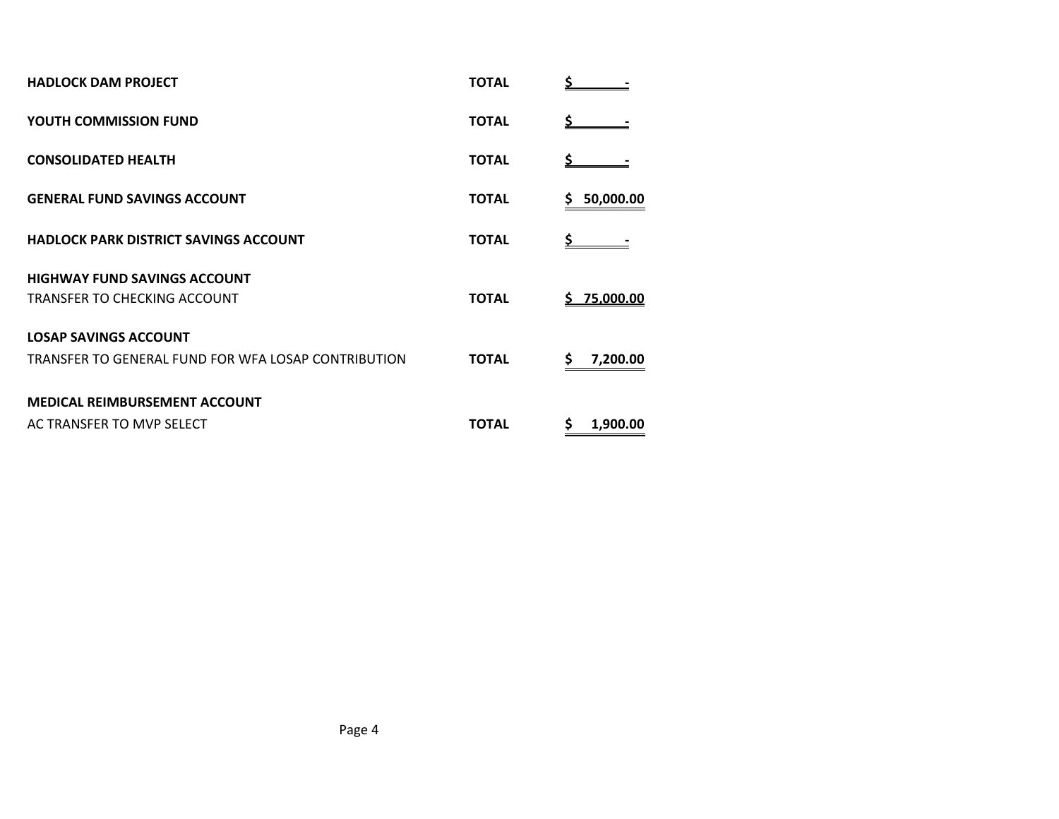| | | |
|---|---|---|
| **HADLOCK DAM PROJECT** | **TOTAL** | **$ -** |
| **YOUTH COMMISSION FUND** | **TOTAL** | **$ -** |
| **CONSOLIDATED HEALTH** | **TOTAL** | **$ -** |
| **GENERAL FUND SAVINGS ACCOUNT** | **TOTAL** | **$ 50,000.00** |
| **HADLOCK PARK DISTRICT SAVINGS ACCOUNT** | **TOTAL** | **$ -** |
| **HIGHWAY FUND SAVINGS ACCOUNT** | | |
| TRANSFER TO CHECKING ACCOUNT | **TOTAL** | **$ 75,000.00** |
| **LOSAP SAVINGS ACCOUNT** | | |
| TRANSFER TO GENERAL FUND FOR WFA LOSAP CONTRIBUTION | **TOTAL** | **$ 7,200.00** |
| **MEDICAL REIMBURSEMENT ACCOUNT** | | |
| AC TRANSFER TO MVP SELECT | **TOTAL** | **$ 1,900.00** |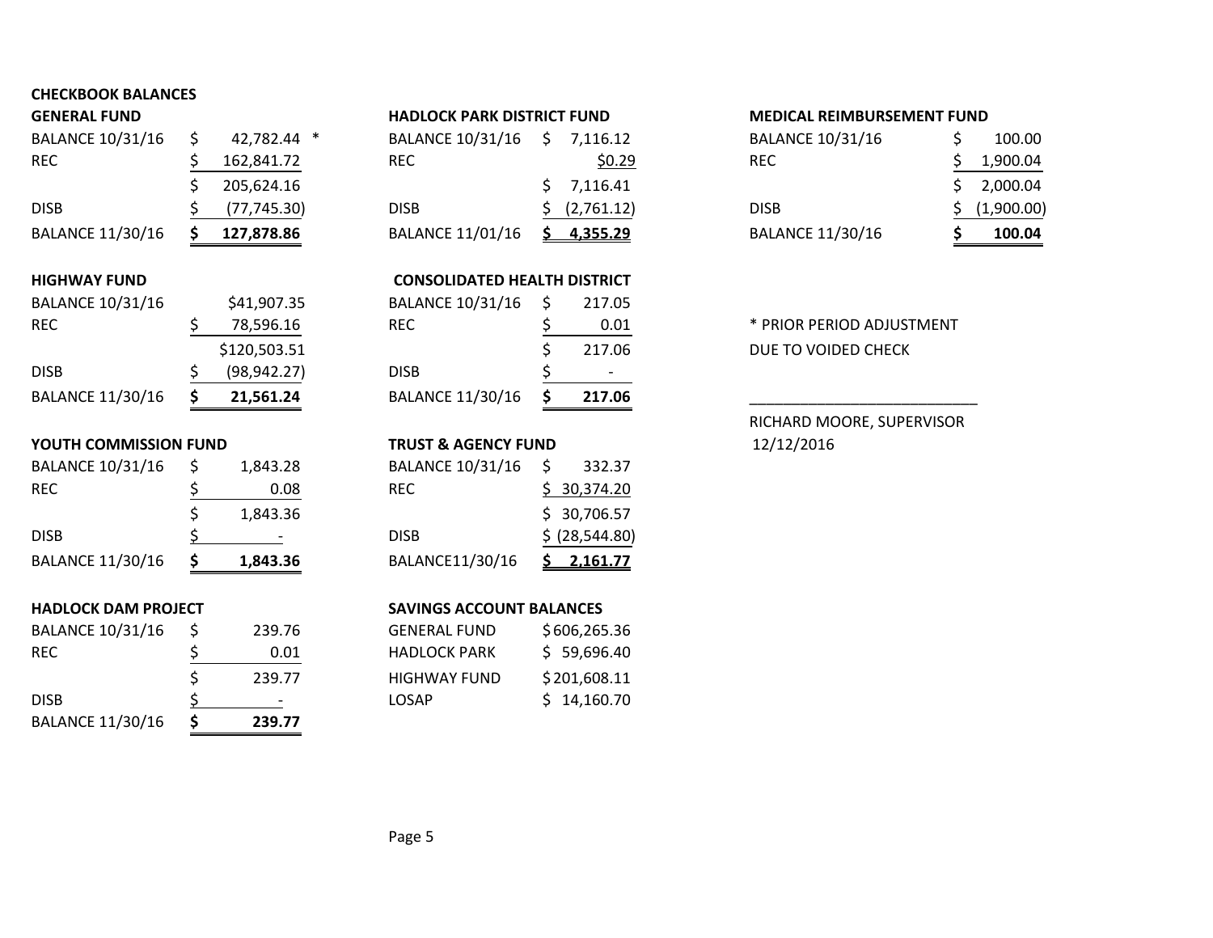**CHECKBOOK BALANCES**

**GENERAL FUND**

| | |
|---|---|
| BALANCE 10/31/16 | $ 42,782.44 * |
| REC | $ 162,841.72 |
| | $ 205,624.16 |
| DISB | $ (77,745.30) |
| BALANCE 11/30/16 | **$ 127,878.86** |

**HIGHWAY FUND**

| | |
|---|---|
| BALANCE 10/31/16 | $41,907.35 |
| REC | $ 78,596.16 |
| | $120,503.51 |
| DISB | $ (98,942.27) |
| BALANCE 11/30/16 | **$ 21,561.24** |

**YOUTH COMMISSION FUND**

| | |
|---|---|
| BALANCE 10/31/16 | $ 1,843.28 |
| REC | $ 0.08 |
| | $ 1,843.36 |
| DISB | $ - |
| BALANCE 11/30/16 | **$ 1,843.36** |

**HADLOCK DAM PROJECT**

| | |
|---|---|
| BALANCE 10/31/16 | $ 239.76 |
| REC | $ 0.01 |
| | $ 239.77 |
| DISB | $ - |
| BALANCE 11/30/16 | **$ 239.77** |

**HADLOCK PARK DISTRICT FUND**

| | |
|---|---|
| BALANCE 10/31/16 | $ 7,116.12 |
| REC | $0.29 |
| | $ 7,116.41 |
| DISB | $ (2,761.12) |
| BALANCE 11/01/16 | **$ 4,355.29** |

**CONSOLIDATED HEALTH DISTRICT**

| | |
|---|---|
| BALANCE 10/31/16 | $ 217.05 |
| REC | $ 0.01 |
| | $ 217.06 |
| DISB | $ - |
| BALANCE 11/30/16 | **$ 217.06** |

**TRUST & AGENCY FUND**

| | |
|---|---|
| BALANCE 10/31/16 | $ 332.37 |
| REC | $ 30,374.20 |
| | $ 30,706.57 |
| DISB | $ (28,544.80) |
| BALANCE11/30/16 | **$ 2,161.77** |

**SAVINGS ACCOUNT BALANCES**

| | |
|---|---|
| GENERAL FUND | $ 606,265.36 |
| HADLOCK PARK | $ 59,696.40 |
| HIGHWAY FUND | $ 201,608.11 |
| LOSAP | $ 14,160.70 |

**MEDICAL REIMBURSEMENT FUND**

| | |
|---|---|
| BALANCE 10/31/16 | $ 100.00 |
| REC | $ 1,900.04 |
| | $ 2,000.04 |
| DISB | $ (1,900.00) |
| BALANCE 11/30/16 | **$ 100.04** |

* PRIOR PERIOD ADJUSTMENT
DUE TO VOIDED CHECK

___________________________

RICHARD MOORE, SUPERVISOR
12/12/2016